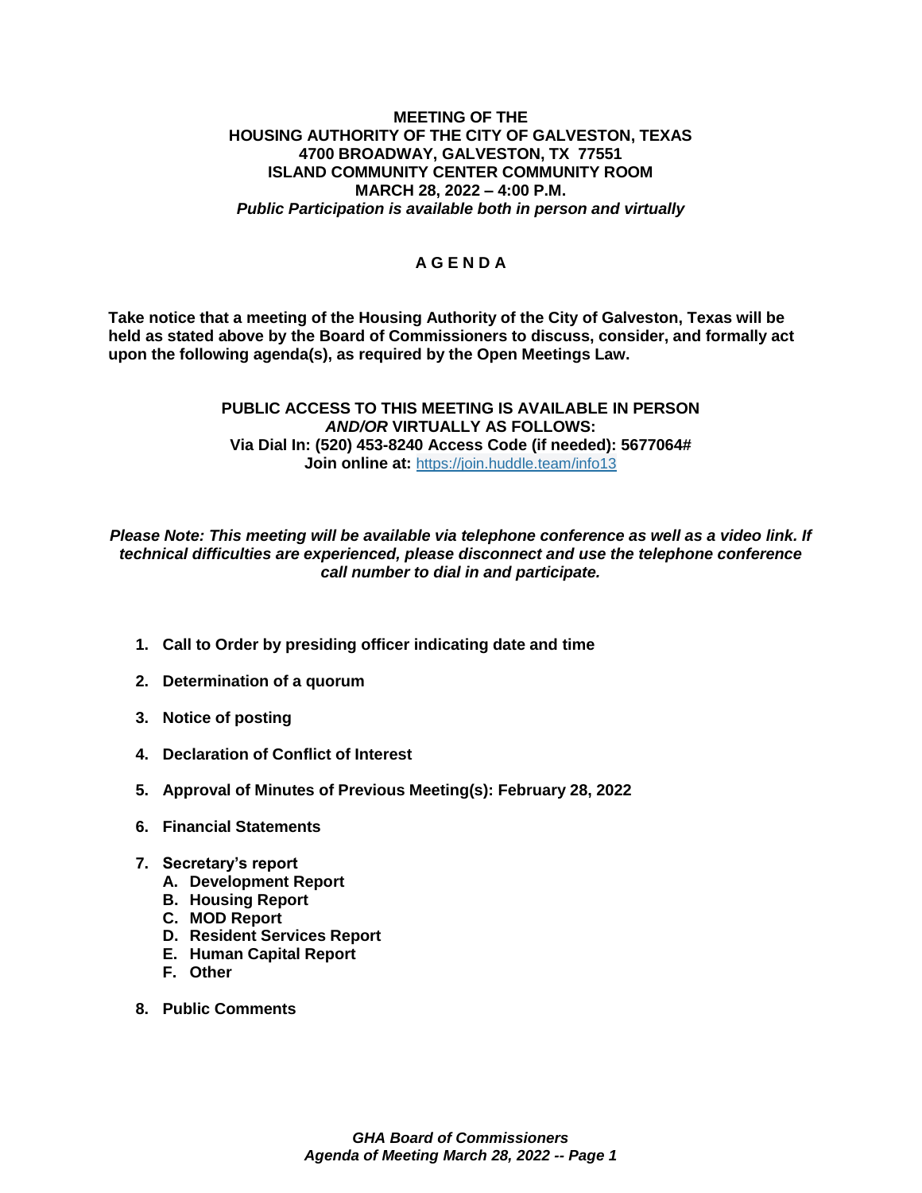**MEETING OF THE**
**HOUSING AUTHORITY OF THE CITY OF GALVESTON, TEXAS**
**4700 BROADWAY, GALVESTON, TX 77551**
**ISLAND COMMUNITY CENTER COMMUNITY ROOM**
**MARCH 28, 2022 – 4:00 P.M.**
***Public Participation is available both in person and virtually***

# A G E N D A

**Take notice that a meeting of the Housing Authority of the City of Galveston, Texas will be held as stated above by the Board of Commissioners to discuss, consider, and formally act upon the following agenda(s), as required by the Open Meetings Law.**

**PUBLIC ACCESS TO THIS MEETING IS AVAILABLE IN PERSON *AND/OR* VIRTUALLY AS FOLLOWS:**
**Via Dial In: (520) 453-8240 Access Code (if needed): 5677064#**
**Join online at:** https://join.huddle.team/info13

***Please Note: This meeting will be available via telephone conference as well as a video link. If technical difficulties are experienced, please disconnect and use the telephone conference call number to dial in and participate.***

1. **Call to Order by presiding officer indicating date and time**
2. **Determination of a quorum**
3. **Notice of posting**
4. **Declaration of Conflict of Interest**
5. **Approval of Minutes of Previous Meeting(s): February 28, 2022**
6. **Financial Statements**
7. **Secretary's report**
   - A. **Development Report**
   - B. **Housing Report**
   - C. **MOD Report**
   - D. **Resident Services Report**
   - E. **Human Capital Report**
   - F. **Other**
8. **Public Comments**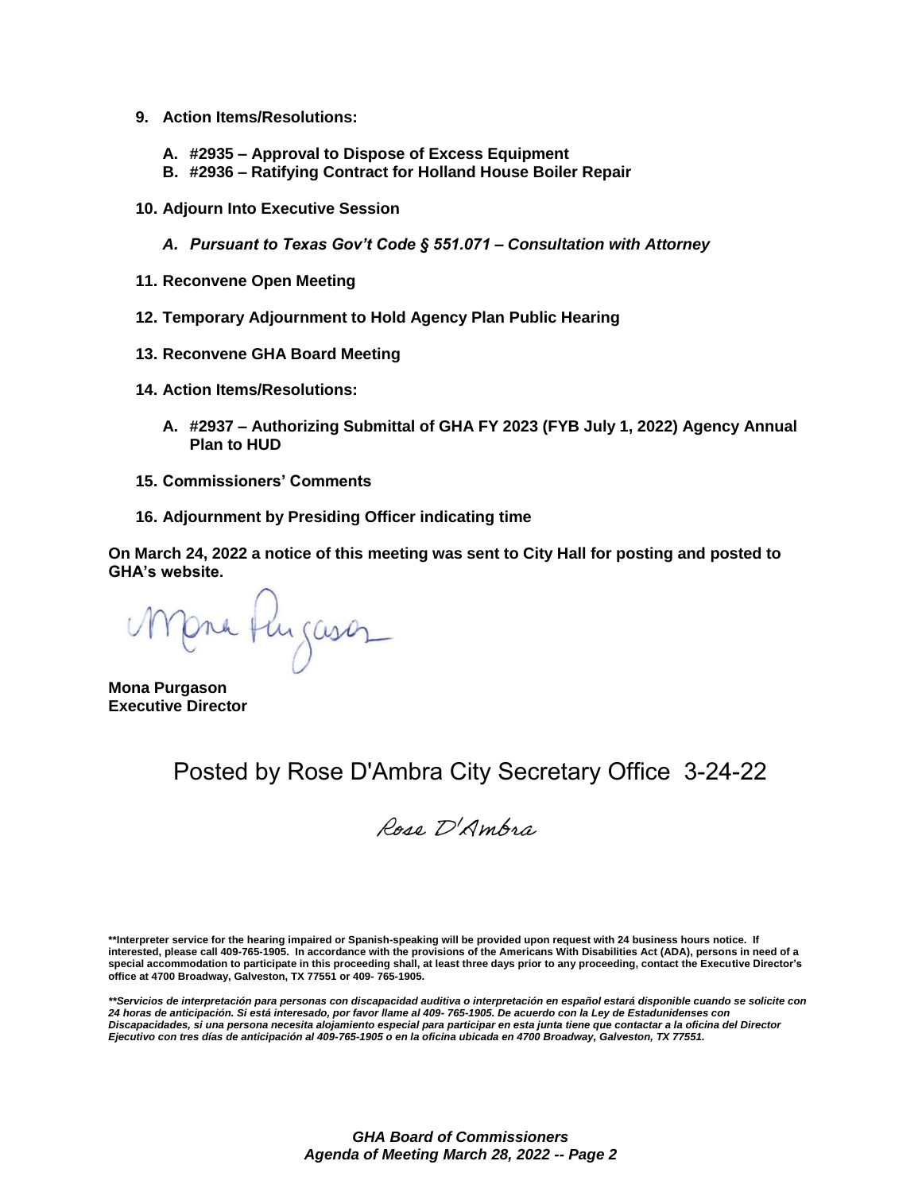9. **Action Items/Resolutions:**

   A. **#2935 – Approval to Dispose of Excess Equipment**
   B. **#2936 – Ratifying Contract for Holland House Boiler Repair**

10. **Adjourn Into Executive Session**

    A. ***Pursuant to Texas Gov't Code § 551.071 – Consultation with Attorney***

11. **Reconvene Open Meeting**

12. **Temporary Adjournment to Hold Agency Plan Public Hearing**

13. **Reconvene GHA Board Meeting**

14. **Action Items/Resolutions:**

    A. **#2937 – Authorizing Submittal of GHA FY 2023 (FYB July 1, 2022) Agency Annual Plan to HUD**

15. **Commissioners' Comments**

16. **Adjournment by Presiding Officer indicating time**

**On March 24, 2022 a notice of this meeting was sent to City Hall for posting and posted to GHA's website.**

Mona Purgason

**Mona Purgason**
**Executive Director**

Posted by Rose D'Ambra City Secretary Office 3-24-22

Rose D'Ambra

**\*\*Interpreter service for the hearing impaired or Spanish-speaking will be provided upon request with 24 business hours notice. If interested, please call 409-765-1905. In accordance with the provisions of the Americans With Disabilities Act (ADA), persons in need of a special accommodation to participate in this proceeding shall, at least three days prior to any proceeding, contact the Executive Director's office at 4700 Broadway, Galveston, TX 77551 or 409- 765-1905.**

***\*\*Servicios de interpretación para personas con discapacidad auditiva o interpretación en español estará disponible cuando se solicite con 24 horas de anticipación. Si está interesado, por favor llame al 409- 765-1905. De acuerdo con la Ley de Estadunidenses con Discapacidades, si una persona necesita alojamiento especial para participar en esta junta tiene que contactar a la oficina del Director Ejecutivo con tres días de anticipación al 409-765-1905 o en la oficina ubicada en 4700 Broadway, Galveston, TX 77551.***